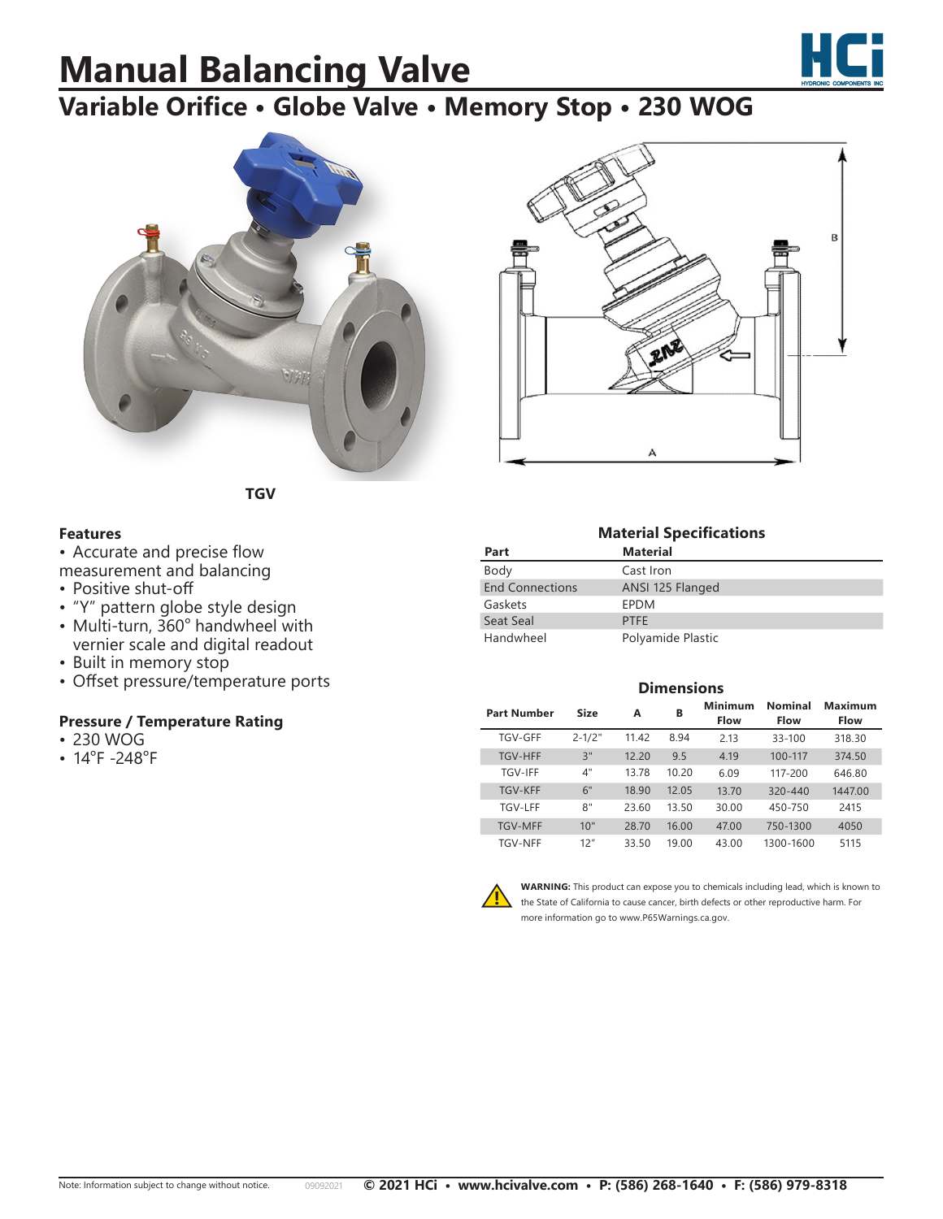# Manual Balancing Valve

## Variable Orifice • Globe Valve • Memory Stop • 230 WOG

TGV

### Features

- Accurate and precise flow measurement and balancing
- Positive shut-off
- "Y" pattern globe style design
- Multi-turn, 360° handwheel with vernier scale and digital readout
- Built in memory stop
- Offset pressure/temperature ports

### Pressure / Temperature Rating

- 230 WOG
- 14°F -248°F

### Material Specifications

| Part | Material |
|---|---|
| Body | Cast Iron |
| End Connections | ANSI 125 Flanged |
| Gaskets | EPDM |
| Seat Seal | PTFE |
| Handwheel | Polyamide Plastic |

### Dimensions

| Part Number | Size | A | B | Minimum Flow | Nominal Flow | Maximum Flow |
|---|---|---|---|---|---|---|
| TGV-GFF | 2-1/2" | 11.42 | 8.94 | 2.13 | 33-100 | 318.30 |
| TGV-HFF | 3" | 12.20 | 9.5 | 4.19 | 100-117 | 374.50 |
| TGV-IFF | 4" | 13.78 | 10.20 | 6.09 | 117-200 | 646.80 |
| TGV-KFF | 6" | 18.90 | 12.05 | 13.70 | 320-440 | 1447.00 |
| TGV-LFF | 8" | 23.60 | 13.50 | 30.00 | 450-750 | 2415 |
| TGV-MFF | 10" | 28.70 | 16.00 | 47.00 | 750-1300 | 4050 |
| TGV-NFF | 12" | 33.50 | 19.00 | 43.00 | 1300-1600 | 5115 |

**WARNING:** This product can expose you to chemicals including lead, which is known to the State of California to cause cancer, birth defects or other reproductive harm. For more information go to www.P65Warnings.ca.gov.

Note: Information subject to change without notice. 09092021 **© 2021 HCi • www.hcivalve.com • P: (586) 268-1640 • F: (586) 979-8318**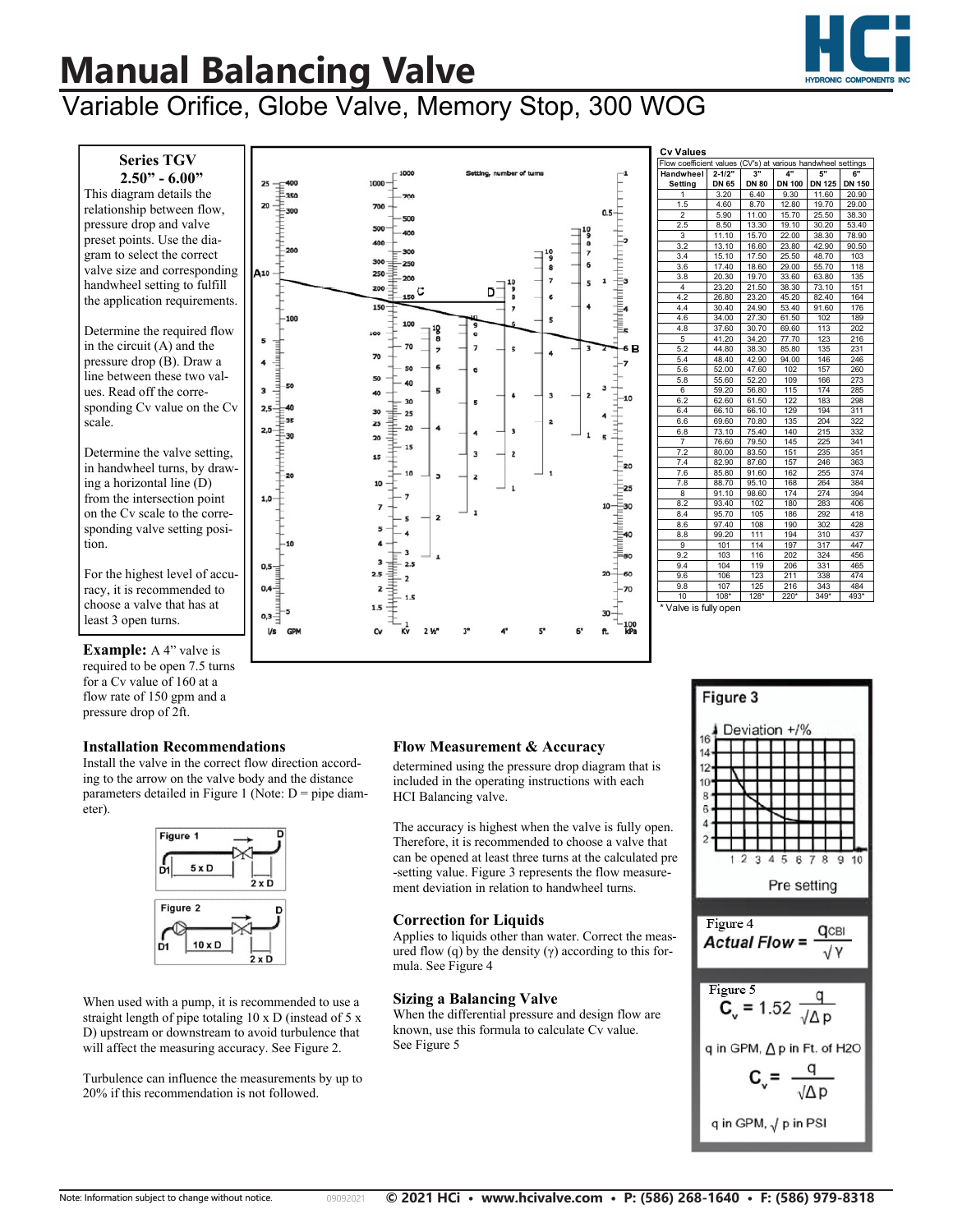# Manual Balancing Valve

Variable Orifice, Globe Valve, Memory Stop, 300 WOG

**Series TGV**
**2.50" - 6.00"**

This diagram details the relationship between flow, pressure drop and valve preset points. Use the diagram to select the correct valve size and corresponding handwheel setting to fulfill the application requirements.

Determine the required flow in the circuit (A) and the pressure drop (B). Draw a line between these two values. Read off the corresponding Cv value on the Cv scale.

Determine the valve setting, in handwheel turns, by drawing a horizontal line (D) from the intersection point on the Cv scale to the corresponding valve setting position.

For the highest level of accuracy, it is recommended to choose a valve that has at least 3 open turns.

Setting, number of turns

l/s GPM Cv Kv 2 ½" 3" 4" 5" 6" ft. kPa

A B C D

**Example:** A 4" valve is required to be open 7.5 turns for a Cv value of 160 at a flow rate of 150 gpm and a pressure drop of 2ft.

**Cv Values**

Flow coefficient values (CV's) at various handwheel settings

| Handwheel Setting | 2-1/2" DN 65 | 3" DN 80 | 4" DN 100 | 5" DN 125 | 6" DN 150 |
|---|---|---|---|---|---|
| 1 | 3.20 | 6.40 | 9.30 | 11.60 | 20.90 |
| 1.5 | 4.60 | 8.70 | 12.80 | 19.70 | 29.00 |
| 2 | 5.90 | 11.00 | 15.70 | 25.50 | 38.30 |
| 2.5 | 8.50 | 13.30 | 19.10 | 30.20 | 53.40 |
| 3 | 11.10 | 15.70 | 22.00 | 38.30 | 78.90 |
| 3.2 | 13.10 | 16.60 | 23.80 | 42.90 | 90.50 |
| 3.4 | 15.10 | 17.50 | 25.50 | 48.70 | 103 |
| 3.6 | 17.40 | 18.60 | 29.00 | 55.70 | 118 |
| 3.8 | 20.30 | 19.70 | 33.60 | 63.80 | 135 |
| 4 | 23.20 | 21.50 | 38.30 | 73.10 | 151 |
| 4.2 | 26.80 | 23.20 | 45.20 | 82.40 | 164 |
| 4.4 | 30.40 | 24.90 | 53.40 | 91.60 | 176 |
| 4.6 | 34.00 | 27.30 | 61.50 | 102 | 189 |
| 4.8 | 37.60 | 30.70 | 69.60 | 113 | 202 |
| 5 | 41.20 | 34.20 | 77.70 | 123 | 216 |
| 5.2 | 44.80 | 38.30 | 85.80 | 135 | 231 |
| 5.4 | 48.40 | 42.90 | 94.00 | 146 | 246 |
| 5.6 | 52.00 | 47.60 | 102 | 157 | 260 |
| 5.8 | 55.60 | 52.20 | 109 | 166 | 273 |
| 6 | 59.20 | 56.80 | 115 | 174 | 285 |
| 6.2 | 62.60 | 61.50 | 122 | 183 | 298 |
| 6.4 | 66.10 | 66.10 | 129 | 194 | 311 |
| 6.6 | 69.60 | 70.80 | 135 | 204 | 322 |
| 6.8 | 73.10 | 75.40 | 140 | 215 | 332 |
| 7 | 76.60 | 79.50 | 145 | 225 | 341 |
| 7.2 | 80.00 | 83.50 | 151 | 235 | 351 |
| 7.4 | 82.90 | 87.60 | 157 | 246 | 363 |
| 7.6 | 85.80 | 91.60 | 162 | 255 | 374 |
| 7.8 | 88.70 | 95.10 | 168 | 264 | 384 |
| 8 | 91.10 | 98.60 | 174 | 274 | 394 |
| 8.2 | 93.40 | 102 | 180 | 283 | 406 |
| 8.4 | 95.70 | 105 | 186 | 292 | 418 |
| 8.6 | 97.40 | 108 | 190 | 302 | 428 |
| 8.8 | 99.20 | 111 | 194 | 310 | 437 |
| 9 | 101 | 114 | 197 | 317 | 447 |
| 9.2 | 103 | 116 | 202 | 324 | 456 |
| 9.4 | 104 | 119 | 206 | 331 | 465 |
| 9.6 | 106 | 123 | 211 | 338 | 474 |
| 9.8 | 107 | 125 | 216 | 343 | 484 |
| 10 | 108* | 128* | 220* | 349* | 493* |

\* Valve is fully open

## Installation Recommendations

Install the valve in the correct flow direction according to the arrow on the valve body and the distance parameters detailed in Figure 1 (Note: D = pipe diameter).

Figure 1

D1 5 x D 2 x D D

Figure 2

D1 10 x D 2 x D D

When used with a pump, it is recommended to use a straight length of pipe totaling 10 x D (instead of 5 x D) upstream or downstream to avoid turbulence that will affect the measuring accuracy. See Figure 2.

Turbulence can influence the measurements by up to 20% if this recommendation is not followed.

## Flow Measurement & Accuracy

determined using the pressure drop diagram that is included in the operating instructions with each HCI Balancing valve.

The accuracy is highest when the valve is fully open. Therefore, it is recommended to choose a valve that can be opened at least three turns at the calculated pre-setting value. Figure 3 represents the flow measurement deviation in relation to handwheel turns.

## Correction for Liquids

Applies to liquids other than water. Correct the measured flow (q) by the density (γ) according to this formula. See Figure 4

## Sizing a Balancing Valve

When the differential pressure and design flow are known, use this formula to calculate Cv value. See Figure 5

Figure 3

Deviation +/%

16 14 12 10 8 6 4 2

1 2 3 4 5 6 7 8 9 10

Pre setting

Figure 4

$$\text{Actual Flow} = \frac{q_{CBI}}{\sqrt{\gamma}}$$

Figure 5

$$C_v = 1.52 \frac{q}{\sqrt{\Delta p}}$$

q in GPM, Δp in Ft. of H2O

$$C_v = \frac{q}{\sqrt{\Delta p}}$$

q in GPM, √ p in PSI

Note: Information subject to change without notice.